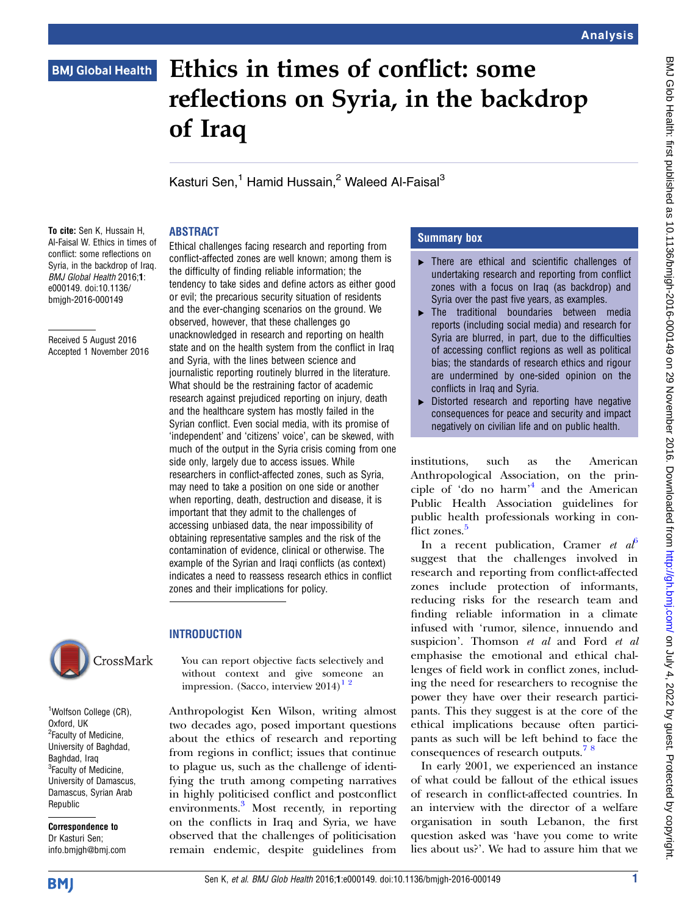Analysis

BMJ Global Health

# Ethics in times of conflict: some reflections on Syria, in the backdrop of Iraq

Kasturi Sen,[1] Hamid Hussain,[2] Waleed Al-Faisal[3]

**To cite:** Sen K, Hussain H, Al-Faisal W. Ethics in times of conflict: some reflections on Syria, in the backdrop of Iraq. *BMJ Global Health* 2016;**1**: e000149. doi:10.1136/bmjgh-2016-000149

Received 5 August 2016
Accepted 1 November 2016

[1]Wolfson College (CR), Oxford, UK
[2]Faculty of Medicine, University of Baghdad, Baghdad, Iraq
[3]Faculty of Medicine, University of Damascus, Damascus, Syrian Arab Republic

**Correspondence to**
Dr Kasturi Sen;
info.bmjgh@bmj.com

## ABSTRACT

Ethical challenges facing research and reporting from conflict-affected zones are well known; among them is the difficulty of finding reliable information; the tendency to take sides and define actors as either good or evil; the precarious security situation of residents and the ever-changing scenarios on the ground. We observed, however, that these challenges go unacknowledged in research and reporting on health state and on the health system from the conflict in Iraq and Syria, with the lines between science and journalistic reporting routinely blurred in the literature. What should be the restraining factor of academic research against prejudiced reporting on injury, death and the healthcare system has mostly failed in the Syrian conflict. Even social media, with its promise of 'independent' and 'citizens' voice', can be skewed, with much of the output in the Syria crisis coming from one side only, largely due to access issues. While researchers in conflict-affected zones, such as Syria, may need to take a position on one side or another when reporting, death, destruction and disease, it is important that they admit to the challenges of accessing unbiased data, the near impossibility of obtaining representative samples and the risk of the contamination of evidence, clinical or otherwise. The example of the Syrian and Iraqi conflicts (as context) indicates a need to reassess research ethics in conflict zones and their implications for policy.

### Summary box

- There are ethical and scientific challenges of undertaking research and reporting from conflict zones with a focus on Iraq (as backdrop) and Syria over the past five years, as examples.
- The traditional boundaries between media reports (including social media) and research for Syria are blurred, in part, due to the difficulties of accessing conflict regions as well as political bias; the standards of research ethics and rigour are undermined by one-sided opinion on the conflicts in Iraq and Syria.
- Distorted research and reporting have negative consequences for peace and security and impact negatively on civilian life and on public health.

## INTRODUCTION

> You can report objective facts selectively and without context and give someone an impression. (Sacco, interview 2014)[1,2]

Anthropologist Ken Wilson, writing almost two decades ago, posed important questions about the ethics of research and reporting from regions in conflict; issues that continue to plague us, such as the challenge of identifying the truth among competing narratives in highly politicised conflict and postconflict environments.[3] Most recently, in reporting on the conflicts in Iraq and Syria, we have observed that the challenges of politicisation remain endemic, despite guidelines from institutions, such as the American Anthropological Association, on the principle of 'do no harm'[4] and the American Public Health Association guidelines for public health professionals working in conflict zones.[5]

In a recent publication, Cramer *et al*[6] suggest that the challenges involved in research and reporting from conflict-affected zones include protection of informants, reducing risks for the research team and finding reliable information in a climate infused with 'rumor, silence, innuendo and suspicion'. Thomson *et al* and Ford *et al* emphasise the emotional and ethical challenges of field work in conflict zones, including the need for researchers to recognise the power they have over their research participants. This they suggest is at the core of the ethical implications because often participants as such will be left behind to face the consequences of research outputs.[7,8]

In early 2001, we experienced an instance of what could be fallout of the ethical issues of research in conflict-affected countries. In an interview with the director of a welfare organisation in south Lebanon, the first question asked was 'have you come to write lies about us?'. We had to assure him that we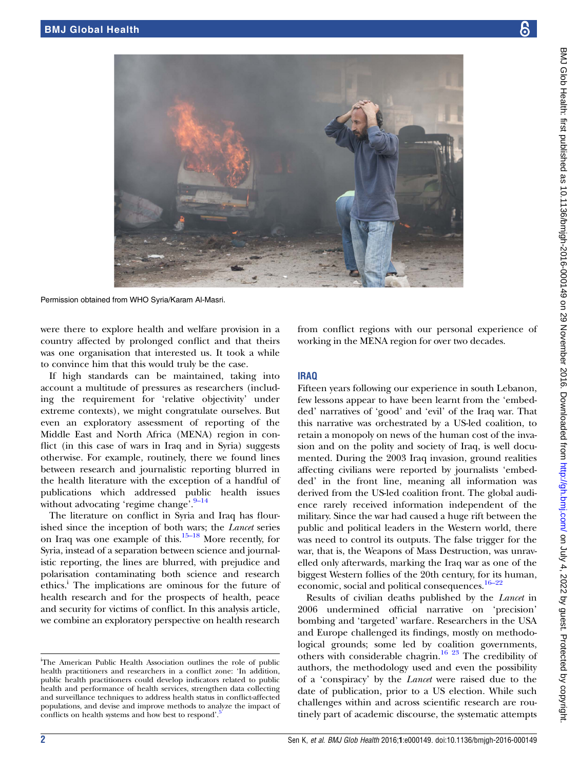Permission obtained from WHO Syria/Karam Al-Masri.

were there to explore health and welfare provision in a country affected by prolonged conflict and that theirs was one organisation that interested us. It took a while to convince him that this would truly be the case.

If high standards can be maintained, taking into account a multitude of pressures as researchers (including the requirement for 'relative objectivity' under extreme contexts), we might congratulate ourselves. But even an exploratory assessment of reporting of the Middle East and North Africa (MENA) region in conflict (in this case of wars in Iraq and in Syria) suggests otherwise. For example, routinely, there we found lines between research and journalistic reporting blurred in the health literature with the exception of a handful of publications which addressed public health issues without advocating 'regime change'.[9–14]

The literature on conflict in Syria and Iraq has flourished since the inception of both wars; the *Lancet* series on Iraq was one example of this.[15–18] More recently, for Syria, instead of a separation between science and journalistic reporting, the lines are blurred, with prejudice and polarisation contaminating both science and research ethics.[i] The implications are ominous for the future of health research and for the prospects of health, peace and security for victims of conflict. In this analysis article, we combine an exploratory perspective on health research from conflict regions with our personal experience of working in the MENA region for over two decades.

## IRAQ

Fifteen years following our experience in south Lebanon, few lessons appear to have been learnt from the 'embedded' narratives of 'good' and 'evil' of the Iraq war. That this narrative was orchestrated by a US-led coalition, to retain a monopoly on news of the human cost of the invasion and on the polity and society of Iraq, is well documented. During the 2003 Iraq invasion, ground realities affecting civilians were reported by journalists 'embedded' in the front line, meaning all information was derived from the US-led coalition front. The global audience rarely received information independent of the military. Since the war had caused a huge rift between the public and political leaders in the Western world, there was need to control its outputs. The false trigger for the war, that is, the Weapons of Mass Destruction, was unravelled only afterwards, marking the Iraq war as one of the biggest Western follies of the 20th century, for its human, economic, social and political consequences.[16–22]

Results of civilian deaths published by the *Lancet* in 2006 undermined official narrative on 'precision' bombing and 'targeted' warfare. Researchers in the USA and Europe challenged its findings, mostly on methodological grounds; some led by coalition governments, others with considerable chagrin.[16 23] The credibility of authors, the methodology used and even the possibility of a 'conspiracy' by the *Lancet* were raised due to the date of publication, prior to a US election. While such challenges within and across scientific research are routinely part of academic discourse, the systematic attempts

[i]The American Public Health Association outlines the role of public health practitioners and researchers in a conflict zone: 'In addition, public health practitioners could develop indicators related to public health and performance of health services, strengthen data collecting and surveillance techniques to address health status in conflict-affected populations, and devise and improve methods to analyze the impact of conflicts on health systems and how best to respond'.[5]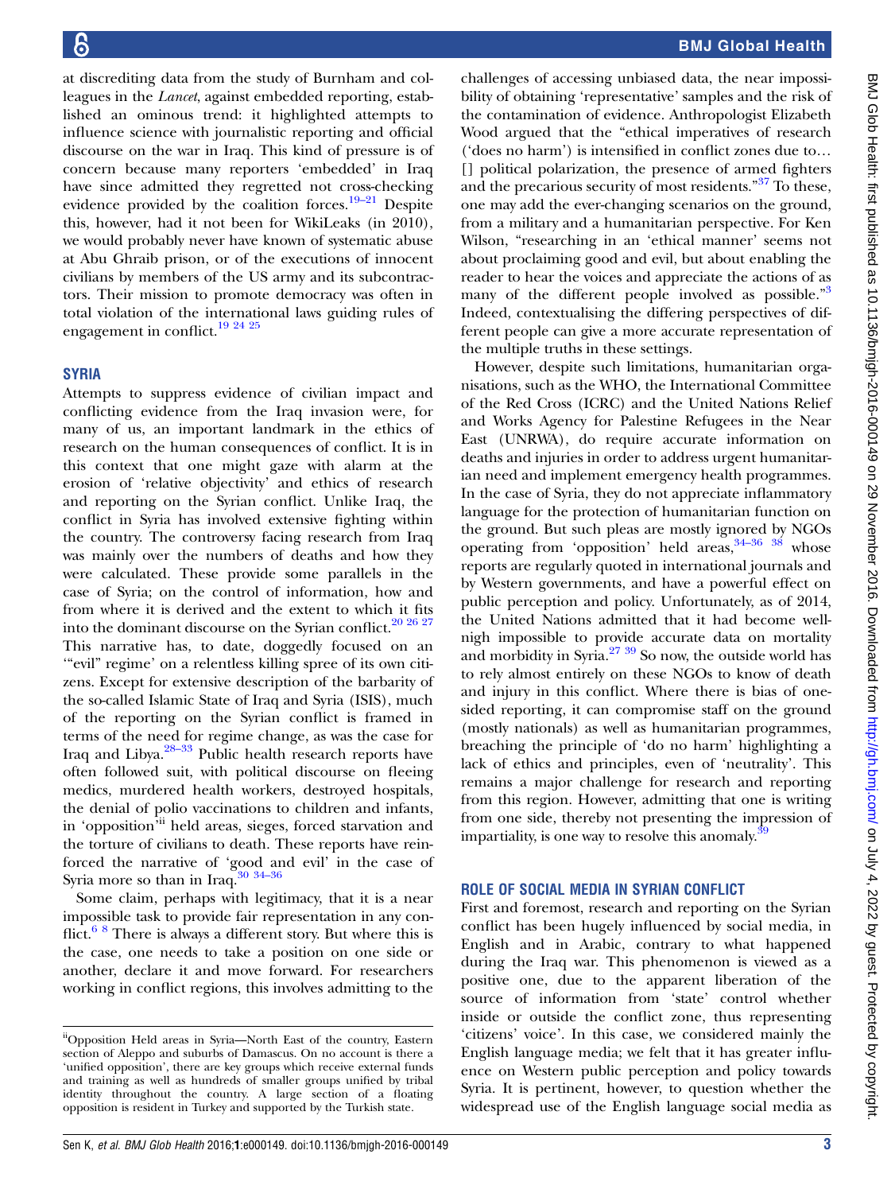at discrediting data from the study of Burnham and colleagues in the *Lancet*, against embedded reporting, established an ominous trend: it highlighted attempts to influence science with journalistic reporting and official discourse on the war in Iraq. This kind of pressure is of concern because many reporters 'embedded' in Iraq have since admitted they regretted not cross-checking evidence provided by the coalition forces.[19–21] Despite this, however, had it not been for WikiLeaks (in 2010), we would probably never have known of systematic abuse at Abu Ghraib prison, or of the executions of innocent civilians by members of the US army and its subcontractors. Their mission to promote democracy was often in total violation of the international laws guiding rules of engagement in conflict.[19 24 25]

## SYRIA

Attempts to suppress evidence of civilian impact and conflicting evidence from the Iraq invasion were, for many of us, an important landmark in the ethics of research on the human consequences of conflict. It is in this context that one might gaze with alarm at the erosion of 'relative objectivity' and ethics of research and reporting on the Syrian conflict. Unlike Iraq, the conflict in Syria has involved extensive fighting within the country. The controversy facing research from Iraq was mainly over the numbers of deaths and how they were calculated. These provide some parallels in the case of Syria; on the control of information, how and from where it is derived and the extent to which it fits into the dominant discourse on the Syrian conflict.[20 26 27] This narrative has, to date, doggedly focused on an '"evil" regime' on a relentless killing spree of its own citizens. Except for extensive description of the barbarity of the so-called Islamic State of Iraq and Syria (ISIS), much of the reporting on the Syrian conflict is framed in terms of the need for regime change, as was the case for Iraq and Libya.[28–33] Public health research reports have often followed suit, with political discourse on fleeing medics, murdered health workers, destroyed hospitals, the denial of polio vaccinations to children and infants, in 'opposition'[ii] held areas, sieges, forced starvation and the torture of civilians to death. These reports have reinforced the narrative of 'good and evil' in the case of Syria more so than in Iraq.[30 34–36]

Some claim, perhaps with legitimacy, that it is a near impossible task to provide fair representation in any conflict.[6 8] There is always a different story. But where this is the case, one needs to take a position on one side or another, declare it and move forward. For researchers working in conflict regions, this involves admitting to the challenges of accessing unbiased data, the near impossibility of obtaining 'representative' samples and the risk of the contamination of evidence. Anthropologist Elizabeth Wood argued that the "ethical imperatives of research ('does no harm') is intensified in conflict zones due to… [] political polarization, the presence of armed fighters and the precarious security of most residents."[37] To these, one may add the ever-changing scenarios on the ground, from a military and a humanitarian perspective. For Ken Wilson, "researching in an 'ethical manner' seems not about proclaiming good and evil, but about enabling the reader to hear the voices and appreciate the actions of as many of the different people involved as possible."[3] Indeed, contextualising the differing perspectives of different people can give a more accurate representation of the multiple truths in these settings.

However, despite such limitations, humanitarian organisations, such as the WHO, the International Committee of the Red Cross (ICRC) and the United Nations Relief and Works Agency for Palestine Refugees in the Near East (UNRWA), do require accurate information on deaths and injuries in order to address urgent humanitarian need and implement emergency health programmes. In the case of Syria, they do not appreciate inflammatory language for the protection of humanitarian function on the ground. But such pleas are mostly ignored by NGOs operating from 'opposition' held areas,[34–36 38] whose reports are regularly quoted in international journals and by Western governments, and have a powerful effect on public perception and policy. Unfortunately, as of 2014, the United Nations admitted that it had become well-nigh impossible to provide accurate data on mortality and morbidity in Syria.[27 39] So now, the outside world has to rely almost entirely on these NGOs to know of death and injury in this conflict. Where there is bias of one-sided reporting, it can compromise staff on the ground (mostly nationals) as well as humanitarian programmes, breaching the principle of 'do no harm' highlighting a lack of ethics and principles, even of 'neutrality'. This remains a major challenge for research and reporting from this region. However, admitting that one is writing from one side, thereby not presenting the impression of impartiality, is one way to resolve this anomaly.[39]

## ROLE OF SOCIAL MEDIA IN SYRIAN CONFLICT

First and foremost, research and reporting on the Syrian conflict has been hugely influenced by social media, in English and in Arabic, contrary to what happened during the Iraq war. This phenomenon is viewed as a positive one, due to the apparent liberation of the source of information from 'state' control whether inside or outside the conflict zone, thus representing 'citizens' voice'. In this case, we considered mainly the English language media; we felt that it has greater influence on Western public perception and policy towards Syria. It is pertinent, however, to question whether the widespread use of the English language social media as

[ii]Opposition Held areas in Syria—North East of the country, Eastern section of Aleppo and suburbs of Damascus. On no account is there a 'unified opposition', there are key groups which receive external funds and training as well as hundreds of smaller groups unified by tribal identity throughout the country. A large section of a floating opposition is resident in Turkey and supported by the Turkish state.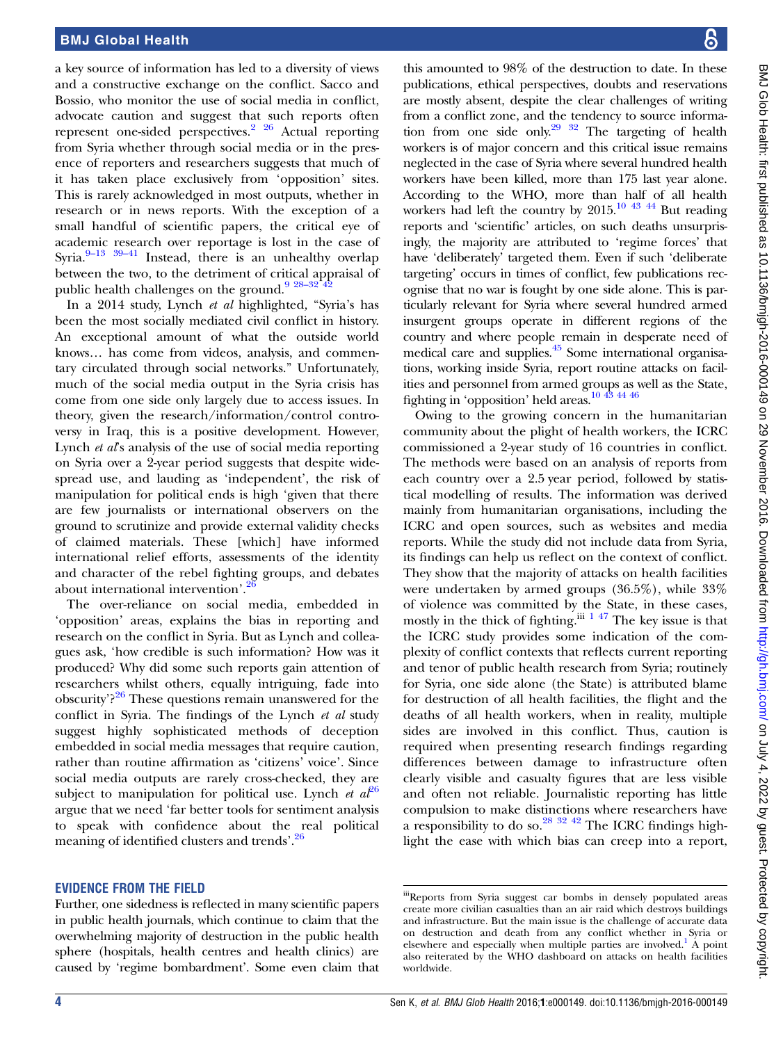a key source of information has led to a diversity of views and a constructive exchange on the conflict. Sacco and Bossio, who monitor the use of social media in conflict, advocate caution and suggest that such reports often represent one-sided perspectives.[2 26] Actual reporting from Syria whether through social media or in the presence of reporters and researchers suggests that much of it has taken place exclusively from 'opposition' sites. This is rarely acknowledged in most outputs, whether in research or in news reports. With the exception of a small handful of scientific papers, the critical eye of academic research over reportage is lost in the case of Syria.[9–13 39–41] Instead, there is an unhealthy overlap between the two, to the detriment of critical appraisal of public health challenges on the ground.[9 28–32 42]

In a 2014 study, Lynch *et al* highlighted, "Syria's has been the most socially mediated civil conflict in history. An exceptional amount of what the outside world knows… has come from videos, analysis, and commentary circulated through social networks." Unfortunately, much of the social media output in the Syria crisis has come from one side only largely due to access issues. In theory, given the research/information/control controversy in Iraq, this is a positive development. However, Lynch *et al*'s analysis of the use of social media reporting on Syria over a 2-year period suggests that despite widespread use, and lauding as 'independent', the risk of manipulation for political ends is high 'given that there are few journalists or international observers on the ground to scrutinize and provide external validity checks of claimed materials. These [which] have informed international relief efforts, assessments of the identity and character of the rebel fighting groups, and debates about international intervention'.[26]

The over-reliance on social media, embedded in 'opposition' areas, explains the bias in reporting and research on the conflict in Syria. But as Lynch and colleagues ask, 'how credible is such information? How was it produced? Why did some such reports gain attention of researchers whilst others, equally intriguing, fade into obscurity'?[26] These questions remain unanswered for the conflict in Syria. The findings of the Lynch *et al* study suggest highly sophisticated methods of deception embedded in social media messages that require caution, rather than routine affirmation as 'citizens' voice'. Since social media outputs are rarely cross-checked, they are subject to manipulation for political use. Lynch *et al*[26] argue that we need 'far better tools for sentiment analysis to speak with confidence about the real political meaning of identified clusters and trends'.[26]

## EVIDENCE FROM THE FIELD

Further, one sidedness is reflected in many scientific papers in public health journals, which continue to claim that the overwhelming majority of destruction in the public health sphere (hospitals, health centres and health clinics) are caused by 'regime bombardment'. Some even claim that this amounted to 98% of the destruction to date. In these publications, ethical perspectives, doubts and reservations are mostly absent, despite the clear challenges of writing from a conflict zone, and the tendency to source information from one side only.[29 32] The targeting of health workers is of major concern and this critical issue remains neglected in the case of Syria where several hundred health workers have been killed, more than 175 last year alone. According to the WHO, more than half of all health workers had left the country by 2015.[10 43 44] But reading reports and 'scientific' articles, on such deaths unsurprisingly, the majority are attributed to 'regime forces' that have 'deliberately' targeted them. Even if such 'deliberate targeting' occurs in times of conflict, few publications recognise that no war is fought by one side alone. This is particularly relevant for Syria where several hundred armed insurgent groups operate in different regions of the country and where people remain in desperate need of medical care and supplies.[45] Some international organisations, working inside Syria, report routine attacks on facilities and personnel from armed groups as well as the State, fighting in 'opposition' held areas.[10 43 44 46]

Owing to the growing concern in the humanitarian community about the plight of health workers, the ICRC commissioned a 2-year study of 16 countries in conflict. The methods were based on an analysis of reports from each country over a 2.5 year period, followed by statistical modelling of results. The information was derived mainly from humanitarian organisations, including the ICRC and open sources, such as websites and media reports. While the study did not include data from Syria, its findings can help us reflect on the context of conflict. They show that the majority of attacks on health facilities were undertaken by armed groups (36.5%), while 33% of violence was committed by the State, in these cases, mostly in the thick of fighting.[iii 1 47] The key issue is that the ICRC study provides some indication of the complexity of conflict contexts that reflects current reporting and tenor of public health research from Syria; routinely for Syria, one side alone (the State) is attributed blame for destruction of all health facilities, the flight and the deaths of all health workers, when in reality, multiple sides are involved in this conflict. Thus, caution is required when presenting research findings regarding differences between damage to infrastructure often clearly visible and casualty figures that are less visible and often not reliable. Journalistic reporting has little compulsion to make distinctions where researchers have a responsibility to do so.[28 32 42] The ICRC findings highlight the ease with which bias can creep into a report,

[iii]Reports from Syria suggest car bombs in densely populated areas create more civilian casualties than an air raid which destroys buildings and infrastructure. But the main issue is the challenge of accurate data on destruction and death from any conflict whether in Syria or elsewhere and especially when multiple parties are involved.[1] A point also reiterated by the WHO dashboard on attacks on health facilities worldwide.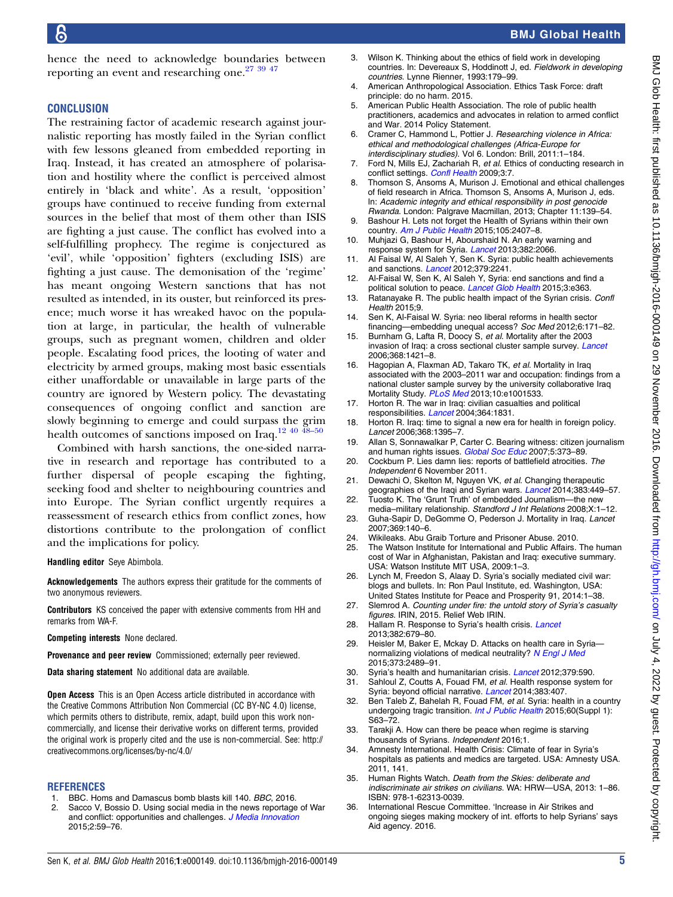hence the need to acknowledge boundaries between reporting an event and researching one.[27 39 47]

## CONCLUSION

The restraining factor of academic research against journalistic reporting has mostly failed in the Syrian conflict with few lessons gleaned from embedded reporting in Iraq. Instead, it has created an atmosphere of polarisation and hostility where the conflict is perceived almost entirely in 'black and white'. As a result, 'opposition' groups have continued to receive funding from external sources in the belief that most of them other than ISIS are fighting a just cause. The conflict has evolved into a self-fulfilling prophecy. The regime is conjectured as 'evil', while 'opposition' fighters (excluding ISIS) are fighting a just cause. The demonisation of the 'regime' has meant ongoing Western sanctions that has not resulted as intended, in its ouster, but reinforced its presence; much worse it has wreaked havoc on the population at large, in particular, the health of vulnerable groups, such as pregnant women, children and older people. Escalating food prices, the looting of water and electricity by armed groups, making most basic essentials either unaffordable or unavailable in large parts of the country are ignored by Western policy. The devastating consequences of ongoing conflict and sanction are slowly beginning to emerge and could surpass the grim health outcomes of sanctions imposed on Iraq.[12 40 48–50]

Combined with harsh sanctions, the one-sided narrative in research and reportage has contributed to a further dispersal of people escaping the fighting, seeking food and shelter to neighbouring countries and into Europe. The Syrian conflict urgently requires a reassessment of research ethics from conflict zones, how distortions contribute to the prolongation of conflict and the implications for policy.

**Handling editor** Seye Abimbola.

**Acknowledgements** The authors express their gratitude for the comments of two anonymous reviewers.

**Contributors** KS conceived the paper with extensive comments from HH and remarks from WA-F.

**Competing interests** None declared.

**Provenance and peer review** Commissioned; externally peer reviewed.

**Data sharing statement** No additional data are available.

**Open Access** This is an Open Access article distributed in accordance with the Creative Commons Attribution Non Commercial (CC BY-NC 4.0) license, which permits others to distribute, remix, adapt, build upon this work non-commercially, and license their derivative works on different terms, provided the original work is properly cited and the use is non-commercial. See: http://creativecommons.org/licenses/by-nc/4.0/

## REFERENCES

1. BBC. Homs and Damascus bomb blasts kill 140. *BBC*, 2016.
2. Sacco V, Bossio D. Using social media in the news reportage of War and conflict: opportunities and challenges. *J Media Innovation* 2015;2:59–76.
3. Wilson K. Thinking about the ethics of field work in developing countries. In: Devereaux S, Hoddinott J, ed. *Fieldwork in developing countries*. Lynne Rienner, 1993:179–99.
4. American Anthropological Association. Ethics Task Force: draft principle: do no harm. 2015.
5. American Public Health Association. The role of public health practitioners, academics and advocates in relation to armed conflict and War. 2014 Policy Statement.
6. Cramer C, Hammond L, Pottier J. *Researching violence in Africa: ethical and methodological challenges (Africa-Europe for interdisciplinary studies)*. Vol 6. London: Brill, 2011:1–184.
7. Ford N, Mills EJ, Zachariah R, *et al*. Ethics of conducting research in conflict settings. *Confl Health* 2009;3:7.
8. Thomson S, Ansoms A, Murison J. Emotional and ethical challenges of field research in Africa. Thomson S, Ansoms A, Murison J, eds. In: *Academic integrity and ethical responsibility in post genocide Rwanda*. London: Palgrave Macmillan, 2013; Chapter 11:139–54.
9. Bashour H. Lets not forget the Health of Syrians within their own country. *Am J Public Health* 2015;105:2407–8.
10. Muhjazi G, Bashour H, Abourshaid N. An early warning and response system for Syria. *Lancet* 2013;382:2066.
11. Al Faisal W, Al Saleh Y, Sen K. Syria: public health achievements and sanctions. *Lancet* 2012;379:2241.
12. Al-Faisal W, Sen K, Al Saleh Y, Syria: end sanctions and find a political solution to peace. *Lancet Glob Health* 2015;3:e363.
13. Ratanayake R. The public health impact of the Syrian crisis. *Confl Health* 2015;9.
14. Sen K, Al-Faisal W. Syria: neo liberal reforms in health sector financing—embedding unequal access? *Soc Med* 2012;6:171–82.
15. Burnham G, Lafta R, Doocy S, *et al*. Mortality after the 2003 invasion of Iraq: a cross sectional cluster sample survey. *Lancet* 2006;368:1421–8.
16. Hagopian A, Flaxman AD, Takaro TK, *et al*. Mortality in Iraq associated with the 2003–2011 war and occupation: findings from a national cluster sample survey by the university collaborative Iraq Mortality Study. *PLoS Med* 2013;10:e1001533.
17. Horton R. The war in Iraq: civilian casualties and political responsibilities. *Lancet* 2004;364:1831.
18. Horton R. Iraq: time to signal a new era for health in foreign policy. *Lancet* 2006;368:1395–7.
19. Allan S, Sonnawalkar P, Carter C. Bearing witness: citizen journalism and human rights issues. *Global Soc Educ* 2007;5:373–89.
20. Cockburn P. Lies damn lies: reports of battlefield atrocities. *The Independent* 6 November 2011.
21. Dewachi O, Skelton M, Nguyen VK, *et al*. Changing therapeutic geographies of the Iraqi and Syrian wars. *Lancet* 2014;383:449–57.
22. Tuosto K. The 'Grunt Truth' of embedded Journalism—the new media–military relationship. *Standford J Int Relations* 2008;X:1–12.
23. Guha-Sapir D, DeGomme O, Pederson J. Mortality in Iraq. *Lancet* 2007;369:140–6.
24. Wikileaks. Abu Graib Torture and Prisoner Abuse. 2010.
25. The Watson Institute for International and Public Affairs. The human cost of War in Afghanistan, Pakistan and Iraq: executive summary. USA: Watson Institute MIT USA, 2009:1–3.
26. Lynch M, Freedon S, Alaay D. Syria's socially mediated civil war: blogs and bullets. In: Ron Paul Institute, ed. Washington, USA: United States Institute for Peace and Prosperity 91, 2014:1–38.
27. Slemrod A. *Counting under fire: the untold story of Syria's casualty figures*. IRIN, 2015. Relief Web IRIN.
28. Hallam R. Response to Syria's health crisis. *Lancet* 2013;382:679–80.
29. Heisler M, Baker E, Mckay D. Attacks on health care in Syria—normalizing violations of medical neutrality? *N Engl J Med* 2015;373:2489–91.
30. Syria's health and humanitarian crisis. *Lancet* 2012;379:590.
31. Sahloul Z, Coutts A, Fouad FM, *et al*. Health response system for Syria: beyond official narrative. *Lancet* 2014;383:407.
32. Ben Taleb Z, Bahelah R, Fouad FM, *et al*. Syria: health in a country undergoing tragic transition. *Int J Public Health* 2015;60(Suppl 1): S63–72.
33. Tarakji A. How can there be peace when regime is starving thousands of Syrians. *Independent* 2016;1.
34. Amnesty International. Health Crisis: Climate of fear in Syria's hospitals as patients and medics are targeted. USA: Amnesty USA. 2011, 141.
35. Human Rights Watch. *Death from the Skies: deliberate and indiscriminate air strikes on civilians*. WA: HRW—USA, 2013: 1–86. ISBN: 978-1-62313-0039.
36. International Rescue Committee. 'Increase in Air Strikes and ongoing sieges making mockery of int. efforts to help Syrians' says Aid agency. 2016.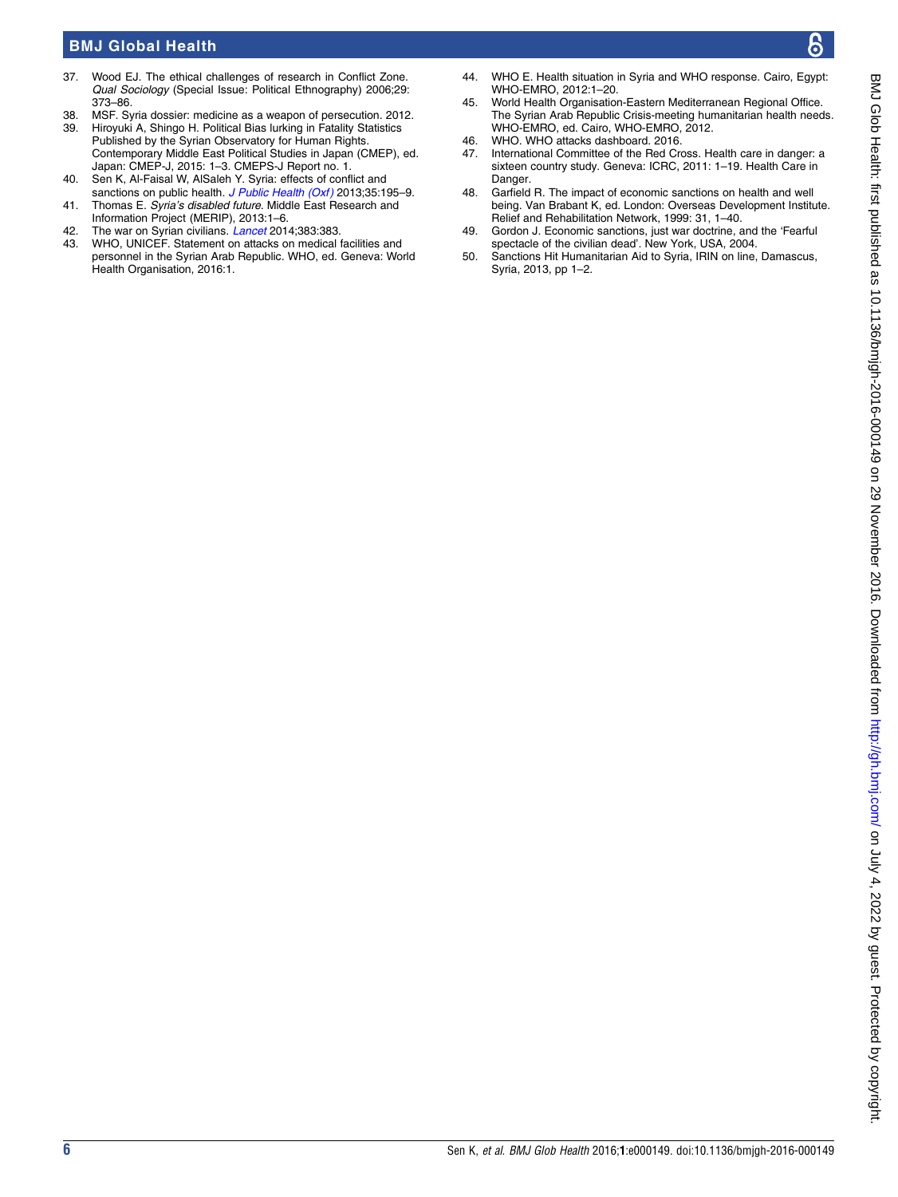37. Wood EJ. The ethical challenges of research in Conflict Zone. *Qual Sociology* (Special Issue: Political Ethnography) 2006;29: 373–86.
38. MSF. Syria dossier: medicine as a weapon of persecution. 2012.
39. Hiroyuki A, Shingo H. Political Bias lurking in Fatality Statistics Published by the Syrian Observatory for Human Rights. Contemporary Middle East Political Studies in Japan (CMEP), ed. Japan: CMEP-J, 2015: 1–3. CMEPS-J Report no. 1.
40. Sen K, Al-Faisal W, AlSaleh Y. Syria: effects of conflict and sanctions on public health. *J Public Health (Oxf)* 2013;35:195–9.
41. Thomas E. *Syria's disabled future*. Middle East Research and Information Project (MERIP), 2013:1–6.
42. The war on Syrian civilians. *Lancet* 2014;383:383.
43. WHO, UNICEF. Statement on attacks on medical facilities and personnel in the Syrian Arab Republic. WHO, ed. Geneva: World Health Organisation, 2016:1.
44. WHO E. Health situation in Syria and WHO response. Cairo, Egypt: WHO-EMRO, 2012:1–20.
45. World Health Organisation-Eastern Mediterranean Regional Office. The Syrian Arab Republic Crisis-meeting humanitarian health needs. WHO-EMRO, ed. Cairo, WHO-EMRO, 2012.
46. WHO. WHO attacks dashboard. 2016.
47. International Committee of the Red Cross. Health care in danger: a sixteen country study. Geneva: ICRC, 2011: 1–19. Health Care in Danger.
48. Garfield R. The impact of economic sanctions on health and well being. Van Brabant K, ed. London: Overseas Development Institute. Relief and Rehabilitation Network, 1999: 31, 1–40.
49. Gordon J. Economic sanctions, just war doctrine, and the 'Fearful spectacle of the civilian dead'. New York, USA, 2004.
50. Sanctions Hit Humanitarian Aid to Syria, IRIN on line, Damascus, Syria, 2013, pp 1–2.